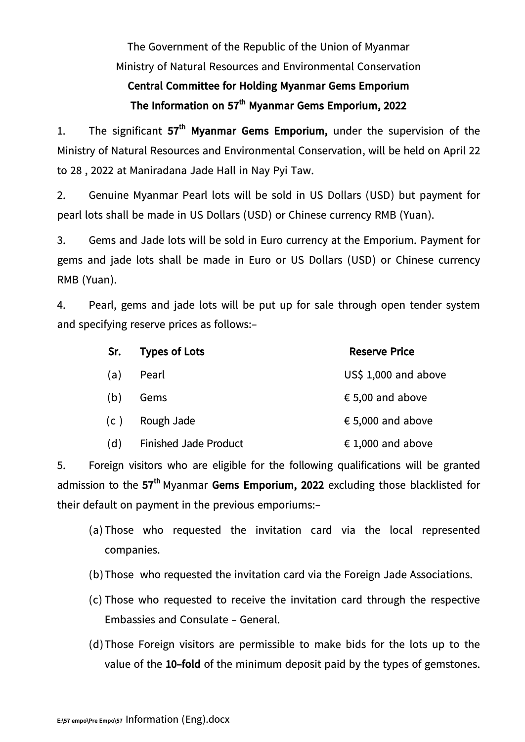The Government of the Republic of the Union of Myanmar

Ministry of Natural Resources and Environmental Conservation

**Central Committee for Holding Myanmar Gems Emporium**

**The Information on 57th Myanmar Gems Emporium, 2022**

1. The significant **57th Myanmar Gems Emporium,** under the supervision of the Ministry of Natural Resources and Environmental Conservation, will be held on April 22 to 28 , 2022 at Maniradana Jade Hall in Nay Pyi Taw.

2. Genuine Myanmar Pearl lots will be sold in US Dollars (USD) but payment for pearl lots shall be made in US Dollars (USD) or Chinese currency RMB (Yuan).

3. Gems and Jade lots will be sold in Euro currency at the Emporium. Payment for gems and jade lots shall be made in Euro or US Dollars (USD) or Chinese currency RMB (Yuan).

4. Pearl, gems and jade lots will be put up for sale through open tender system and specifying reserve prices as follows:-

| Sr. | Types of Lots | Reserve Price |
|---|---|---|
| (a) | Pearl | US$ 1,000 and above |
| (b) | Gems | € 5,00 and above |
| (c ) | Rough Jade | € 5,000 and above |
| (d) | Finished Jade Product | € 1,000 and above |

5. Foreign visitors who are eligible for the following qualifications will be granted admission to the **57th** Myanmar **Gems Emporium, 2022** excluding those blacklisted for their default on payment in the previous emporiums:-

   (a) Those who requested the invitation card via the local represented companies.

   (b) Those who requested the invitation card via the Foreign Jade Associations.

   (c) Those who requested to receive the invitation card through the respective Embassies and Consulate - General.

   (d) Those Foreign visitors are permissible to make bids for the lots up to the value of the **10-fold** of the minimum deposit paid by the types of gemstones.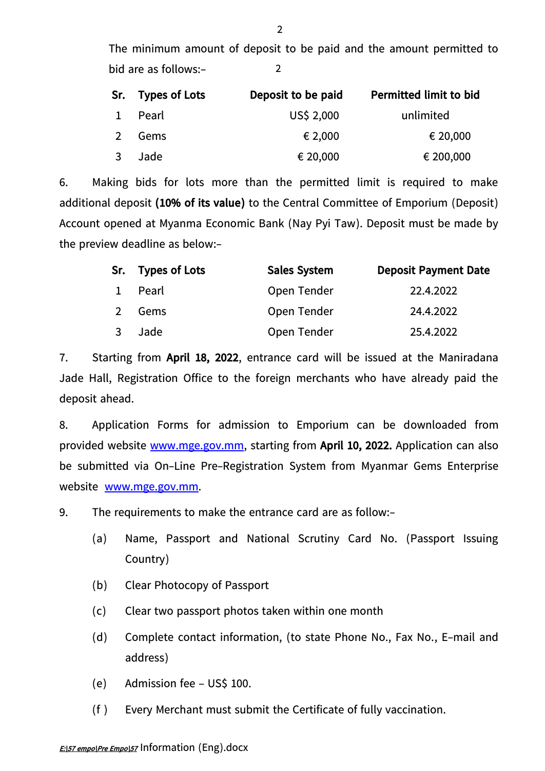The minimum amount of deposit to be paid and the amount permitted to bid are as follows:–

| Sr. | Types of Lots | Deposit to be paid | Permitted limit to bid |
|---|---|---|---|
| 1 | Pearl | US$ 2,000 | unlimited |
| 2 | Gems | € 2,000 | € 20,000 |
| 3 | Jade | € 20,000 | € 200,000 |

6. Making bids for lots more than the permitted limit is required to make additional deposit **(10% of its value)** to the Central Committee of Emporium (Deposit) Account opened at Myanma Economic Bank (Nay Pyi Taw). Deposit must be made by the preview deadline as below:–

| Sr. | Types of Lots | Sales System | Deposit Payment Date |
|---|---|---|---|
| 1 | Pearl | Open Tender | 22.4.2022 |
| 2 | Gems | Open Tender | 24.4.2022 |
| 3 | Jade | Open Tender | 25.4.2022 |

7. Starting from **April 18, 2022**, entrance card will be issued at the Maniradana Jade Hall, Registration Office to the foreign merchants who have already paid the deposit ahead.

8. Application Forms for admission to Emporium can be downloaded from provided website www.mge.gov.mm, starting from **April 10, 2022.** Application can also be submitted via On–Line Pre–Registration System from Myanmar Gems Enterprise website www.mge.gov.mm.

9. The requirements to make the entrance card are as follow:–

   (a) Name, Passport and National Scrutiny Card No. (Passport Issuing Country)

   (b) Clear Photocopy of Passport

   (c) Clear two passport photos taken within one month

   (d) Complete contact information, (to state Phone No., Fax No., E–mail and address)

   (e) Admission fee – US$ 100.

   (f ) Every Merchant must submit the Certificate of fully vaccination.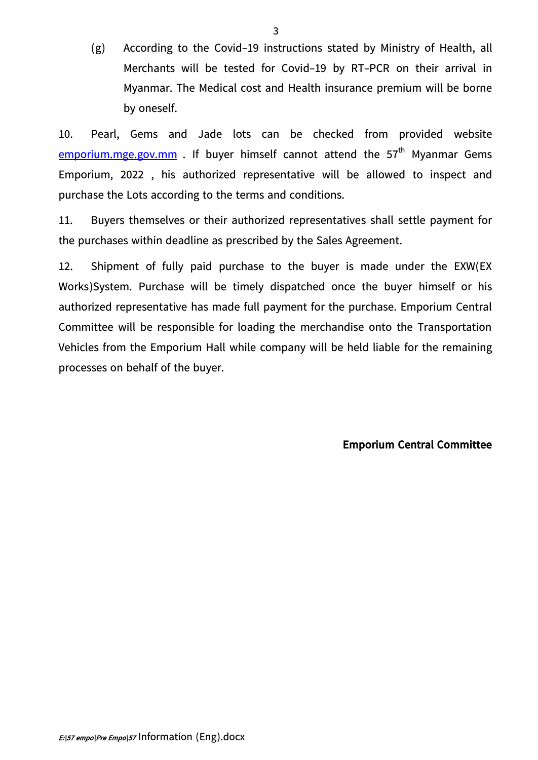(g) According to the Covid–19 instructions stated by Ministry of Health, all Merchants will be tested for Covid–19 by RT–PCR on their arrival in Myanmar. The Medical cost and Health insurance premium will be borne by oneself.

10. Pearl, Gems and Jade lots can be checked from provided website emporium.mge.gov.mm . If buyer himself cannot attend the 57th Myanmar Gems Emporium, 2022 , his authorized representative will be allowed to inspect and purchase the Lots according to the terms and conditions.

11. Buyers themselves or their authorized representatives shall settle payment for the purchases within deadline as prescribed by the Sales Agreement.

12. Shipment of fully paid purchase to the buyer is made under the EXW(EX Works)System. Purchase will be timely dispatched once the buyer himself or his authorized representative has made full payment for the purchase. Emporium Central Committee will be responsible for loading the merchandise onto the Transportation Vehicles from the Emporium Hall while company will be held liable for the remaining processes on behalf of the buyer.

**Emporium Central Committee**

E:\57 empo\Pre Empo\57 Information (Eng).docx